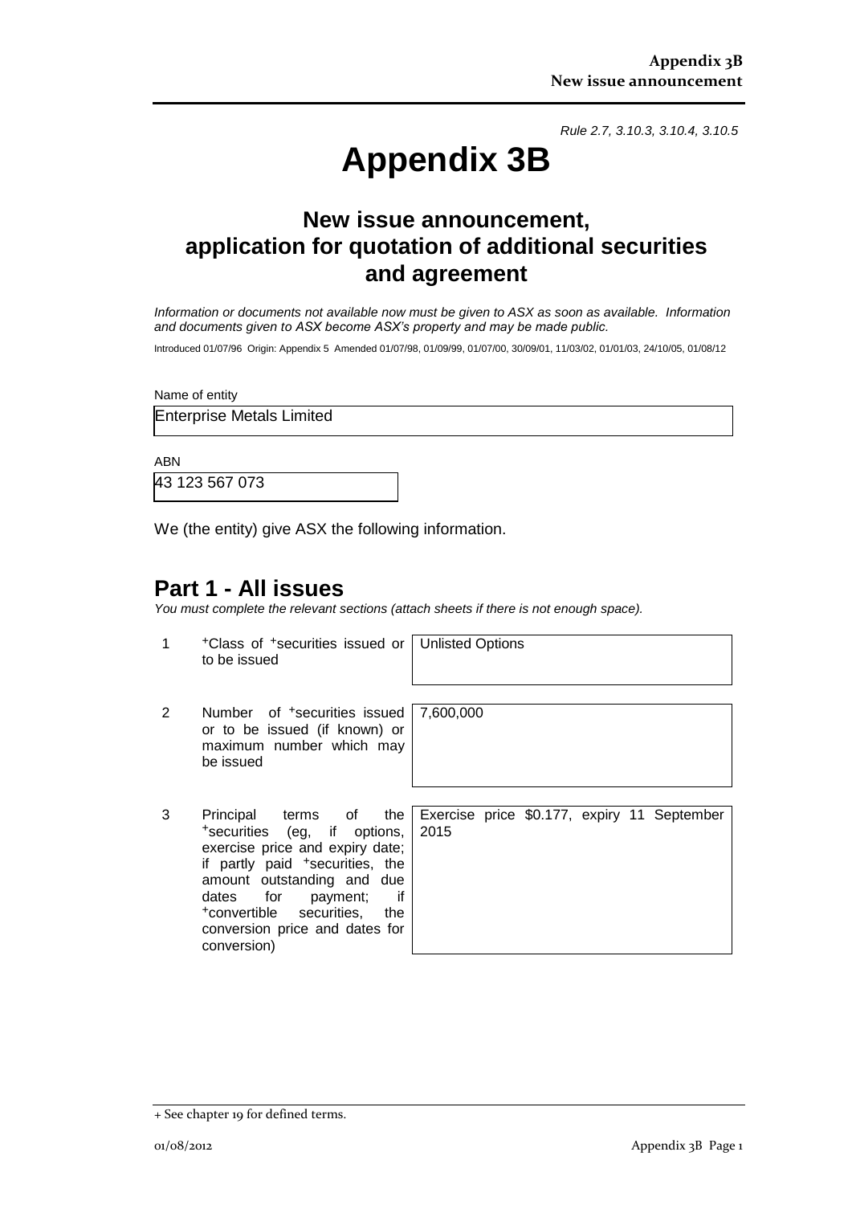*Rule 2.7, 3.10.3, 3.10.4, 3.10.5*

# Appendix 3B

## New issue announcement, application for quotation of additional securities and agreement

*Information or documents not available now must be given to ASX as soon as available. Information and documents given to ASX become ASX's property and may be made public.*

Introduced 01/07/96 Origin: Appendix 5 Amended 01/07/98, 01/09/99, 01/07/00, 30/09/01, 11/03/02, 01/01/03, 24/10/05, 01/08/12

Name of entity

Enterprise Metals Limited

ABN

43 123 567 073

We (the entity) give ASX the following information.

## Part 1 - All issues

*You must complete the relevant sections (attach sheets if there is not enough space).*

| | | |
|---|---|---|
| 1 | +Class of +securities issued or to be issued | Unlisted Options |
| 2 | Number of +securities issued or to be issued (if known) or maximum number which may be issued | 7,600,000 |
| 3 | Principal terms of the +securities (eg, if options, exercise price and expiry date; if partly paid +securities, the amount outstanding and due dates for payment; if +convertible securities, the conversion price and dates for conversion) | Exercise price $0.177, expiry 11 September 2015 |

+ See chapter 19 for defined terms.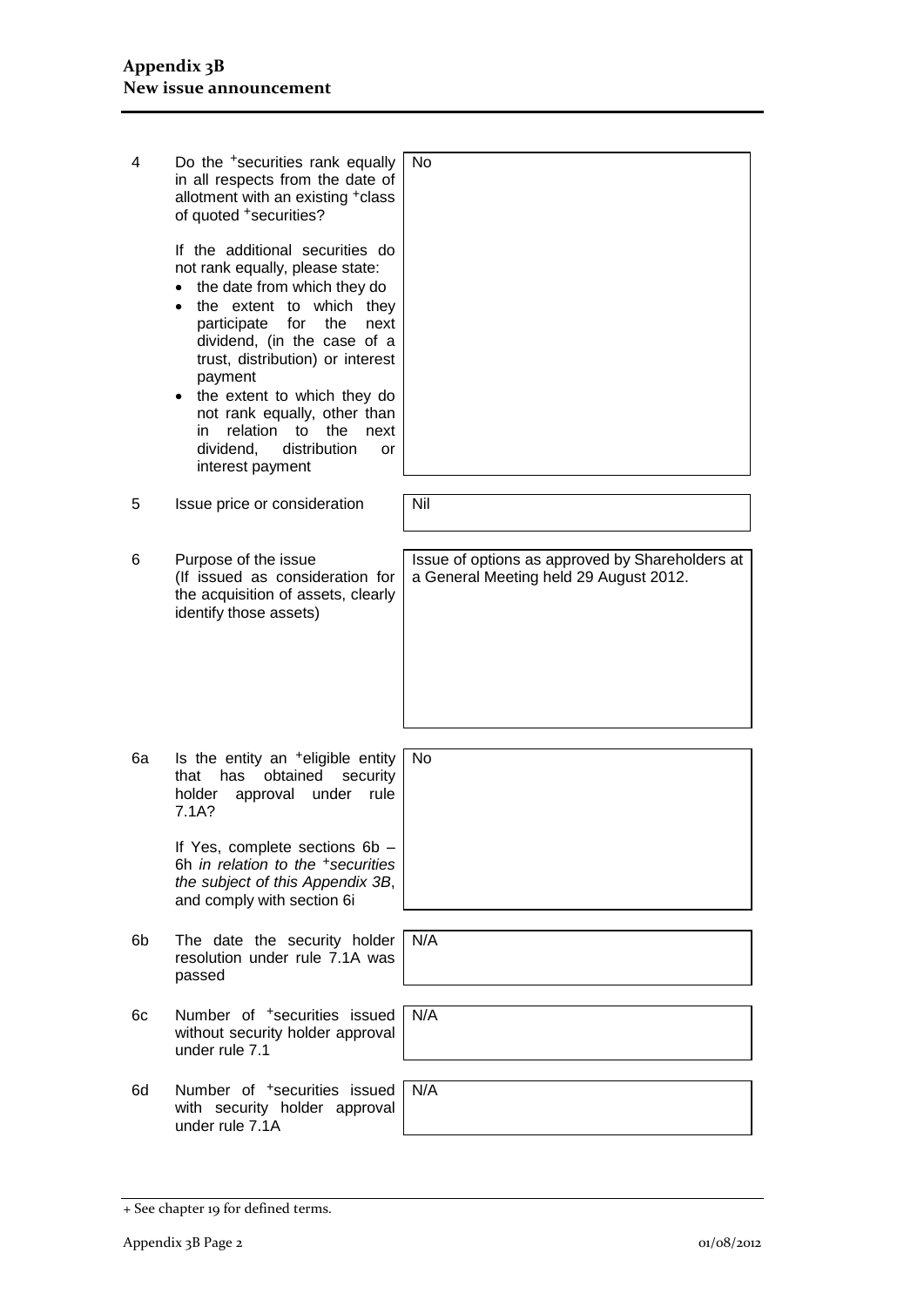| | | |
|---|---|---|
| 4 | Do the +securities rank equally in all respects from the date of allotment with an existing +class of quoted +securities?<br><br>If the additional securities do not rank equally, please state:<br>• the date from which they do<br>• the extent to which they participate for the next dividend, (in the case of a trust, distribution) or interest payment<br>• the extent to which they do not rank equally, other than in relation to the next dividend, distribution or interest payment | No |
| 5 | Issue price or consideration | Nil |
| 6 | Purpose of the issue<br>(If issued as consideration for the acquisition of assets, clearly identify those assets) | Issue of options as approved by Shareholders at a General Meeting held 29 August 2012. |
| 6a | Is the entity an +eligible entity that has obtained security holder approval under rule 7.1A?<br><br>If Yes, complete sections 6b – 6h *in relation to the +securities the subject of this Appendix 3B*, and comply with section 6i | No |
| 6b | The date the security holder resolution under rule 7.1A was passed | N/A |
| 6c | Number of +securities issued without security holder approval under rule 7.1 | N/A |
| 6d | Number of +securities issued with security holder approval under rule 7.1A | N/A |

+ See chapter 19 for defined terms.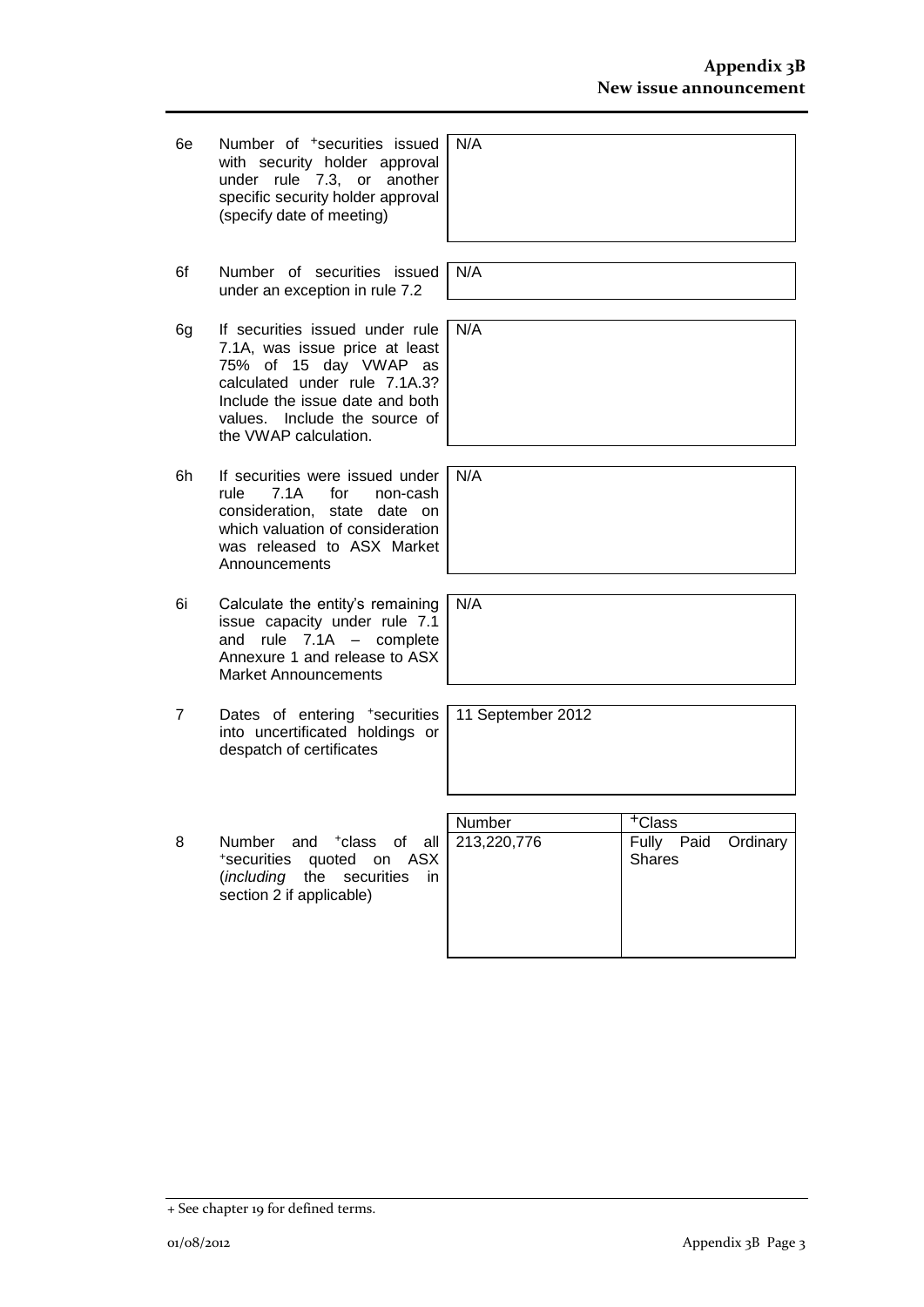| | | |
|---|---|---|
| 6e | Number of +securities issued with security holder approval under rule 7.3, or another specific security holder approval (specify date of meeting) | N/A |
| 6f | Number of securities issued under an exception in rule 7.2 | N/A |
| 6g | If securities issued under rule 7.1A, was issue price at least 75% of 15 day VWAP as calculated under rule 7.1A.3? Include the issue date and both values. Include the source of the VWAP calculation. | N/A |
| 6h | If securities were issued under rule 7.1A for non-cash consideration, state date on which valuation of consideration was released to ASX Market Announcements | N/A |
| 6i | Calculate the entity's remaining issue capacity under rule 7.1 and rule 7.1A – complete Annexure 1 and release to ASX Market Announcements | N/A |
| 7 | Dates of entering +securities into uncertificated holdings or despatch of certificates | 11 September 2012 |

| | | Number | +Class |
|---|---|---|---|
| 8 | Number and +class of all +securities quoted on ASX (*including* the securities in section 2 if applicable) | 213,220,776 | Fully Paid Ordinary Shares |

+ See chapter 19 for defined terms.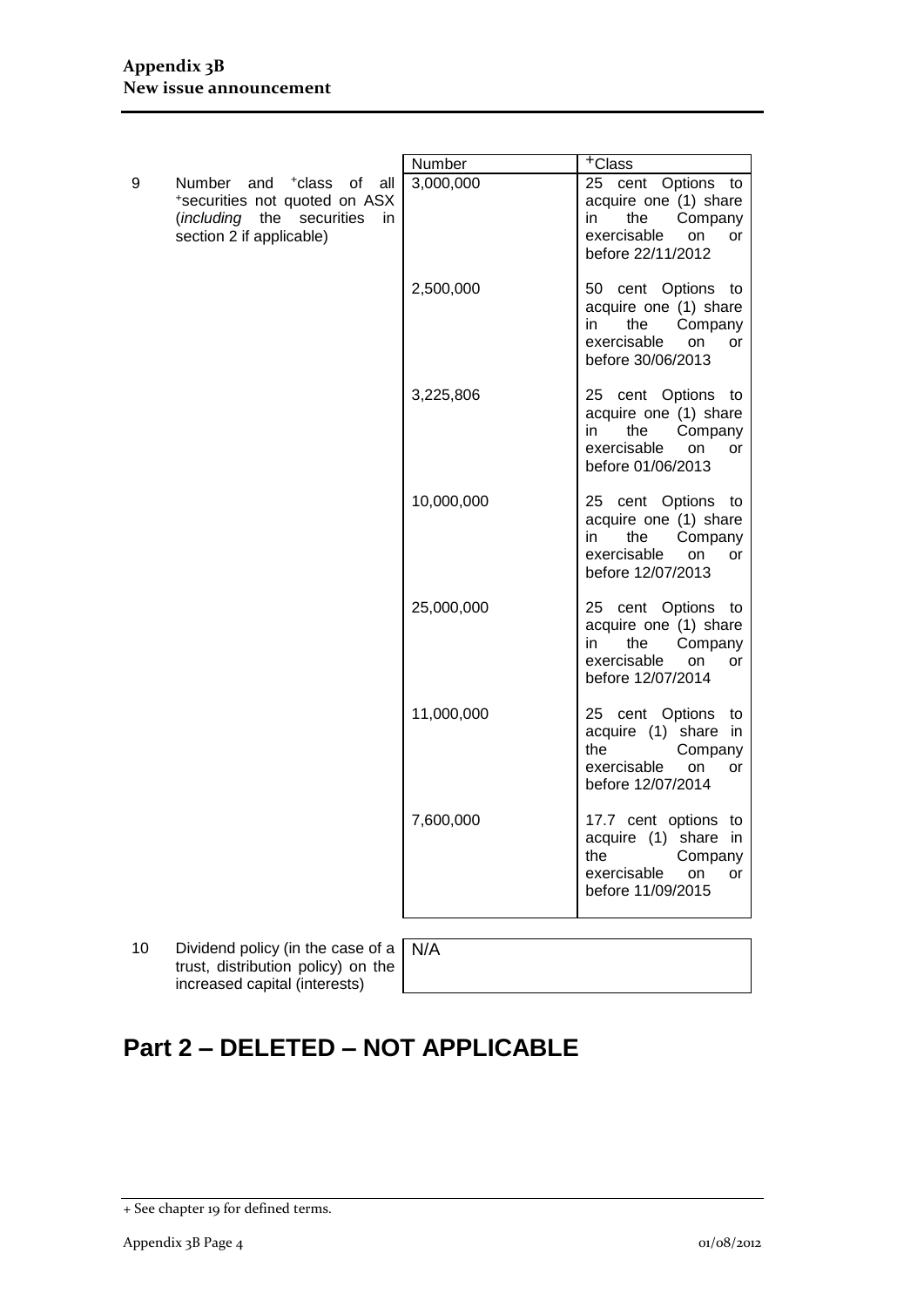| | | Number | +Class |
|---|---|---|---|
| 9 | Number and +class of all +securities not quoted on ASX (*including* the securities in section 2 if applicable) | 3,000,000 | 25 cent Options to acquire one (1) share in the Company exercisable on or before 22/11/2012 |
| | | 2,500,000 | 50 cent Options to acquire one (1) share in the Company exercisable on or before 30/06/2013 |
| | | 3,225,806 | 25 cent Options to acquire one (1) share in the Company exercisable on or before 01/06/2013 |
| | | 10,000,000 | 25 cent Options to acquire one (1) share in the Company exercisable on or before 12/07/2013 |
| | | 25,000,000 | 25 cent Options to acquire one (1) share in the Company exercisable on or before 12/07/2014 |
| | | 11,000,000 | 25 cent Options to acquire (1) share in the Company exercisable on or before 12/07/2014 |
| | | 7,600,000 | 17.7 cent options to acquire (1) share in the Company exercisable on or before 11/09/2015 |

| | | |
|---|---|---|
| 10 | Dividend policy (in the case of a trust, distribution policy) on the increased capital (interests) | N/A |

# Part 2 – DELETED – NOT APPLICABLE

+ See chapter 19 for defined terms.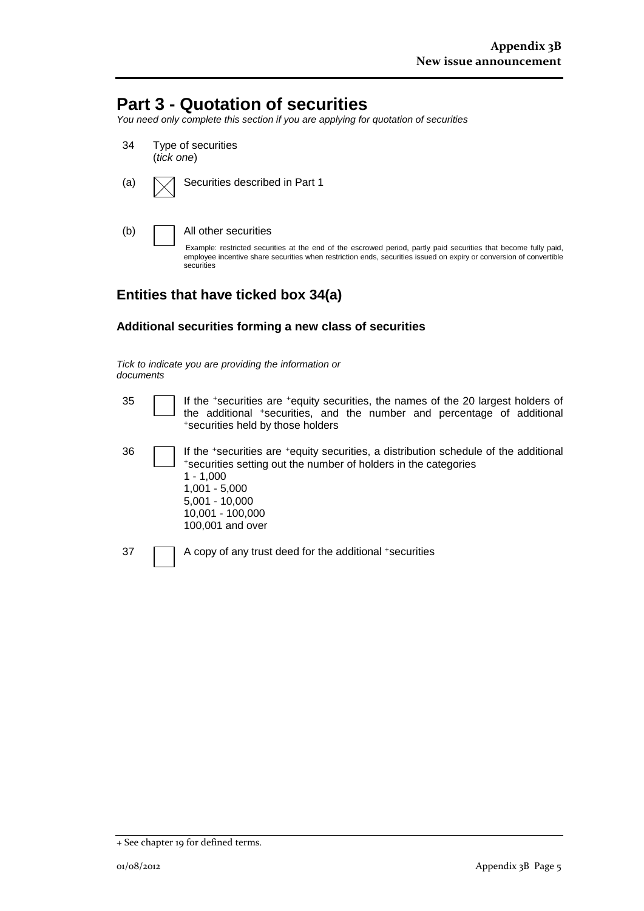# Part 3 - Quotation of securities

*You need only complete this section if you are applying for quotation of securities*

34 Type of securities (*tick one*)

(a) ☒ Securities described in Part 1

(b) ☐ All other securities

Example: restricted securities at the end of the escrowed period, partly paid securities that become fully paid, employee incentive share securities when restriction ends, securities issued on expiry or conversion of convertible securities

## Entities that have ticked box 34(a)

### Additional securities forming a new class of securities

*Tick to indicate you are providing the information or documents*

35 ☐ If the +securities are +equity securities, the names of the 20 largest holders of the additional +securities, and the number and percentage of additional +securities held by those holders

36 ☐ If the +securities are +equity securities, a distribution schedule of the additional +securities setting out the number of holders in the categories
1 - 1,000
1,001 - 5,000
5,001 - 10,000
10,001 - 100,000
100,001 and over

37 ☐ A copy of any trust deed for the additional +securities

+ See chapter 19 for defined terms.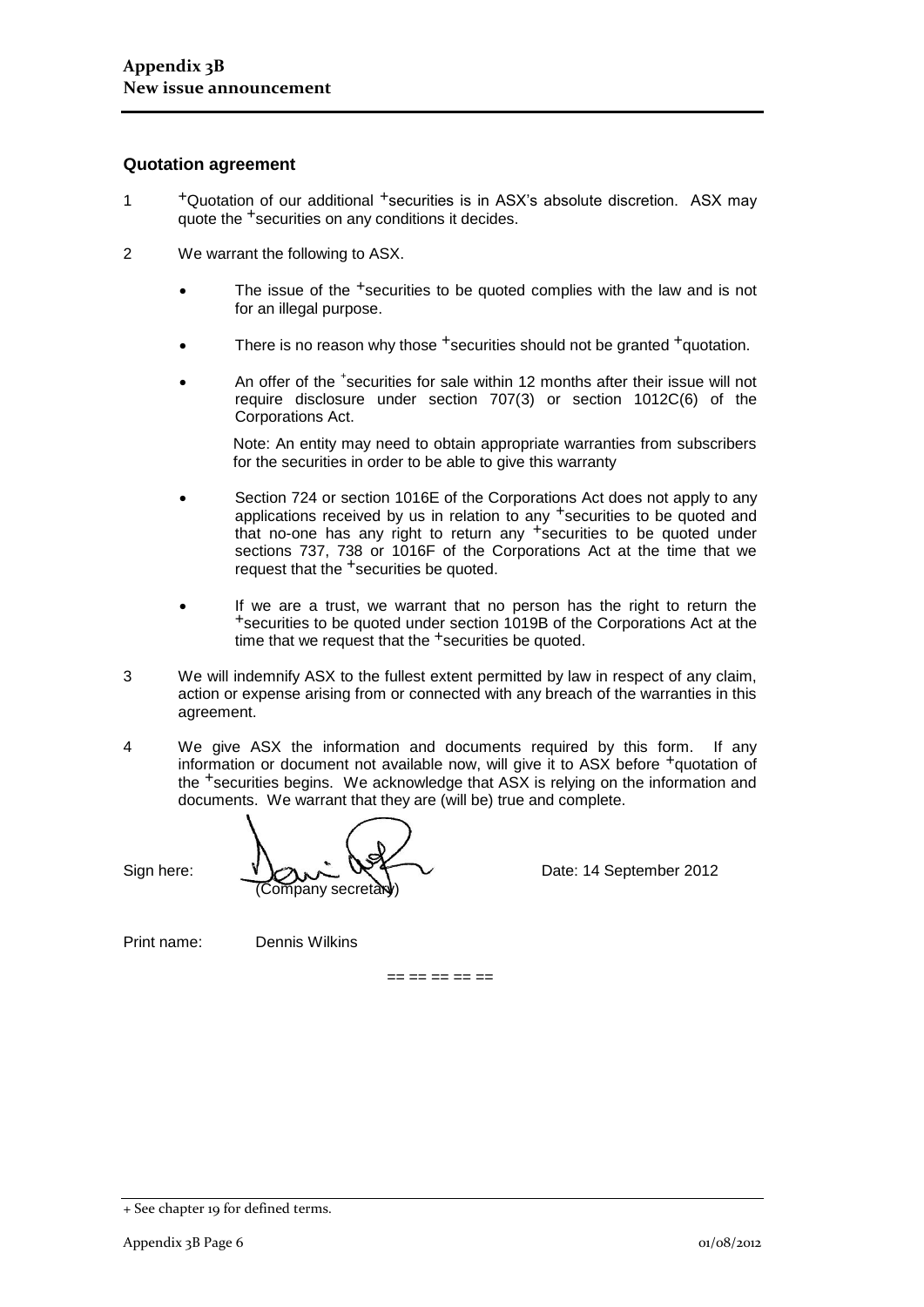## Quotation agreement

1. +Quotation of our additional +securities is in ASX's absolute discretion. ASX may quote the +securities on any conditions it decides.

2. We warrant the following to ASX.

   - The issue of the +securities to be quoted complies with the law and is not for an illegal purpose.

   - There is no reason why those +securities should not be granted +quotation.

   - An offer of the +securities for sale within 12 months after their issue will not require disclosure under section 707(3) or section 1012C(6) of the Corporations Act.

     Note: An entity may need to obtain appropriate warranties from subscribers for the securities in order to be able to give this warranty

   - Section 724 or section 1016E of the Corporations Act does not apply to any applications received by us in relation to any +securities to be quoted and that no-one has any right to return any +securities to be quoted under sections 737, 738 or 1016F of the Corporations Act at the time that we request that the +securities be quoted.

   - If we are a trust, we warrant that no person has the right to return the +securities to be quoted under section 1019B of the Corporations Act at the time that we request that the +securities be quoted.

3. We will indemnify ASX to the fullest extent permitted by law in respect of any claim, action or expense arising from or connected with any breach of the warranties in this agreement.

4. We give ASX the information and documents required by this form. If any information or document not available now, will give it to ASX before +quotation of the +securities begins. We acknowledge that ASX is relying on the information and documents. We warrant that they are (will be) true and complete.

Sign here: (Company secretary) Date: 14 September 2012

Print name: Dennis Wilkins

== == == == ==

+ See chapter 19 for defined terms.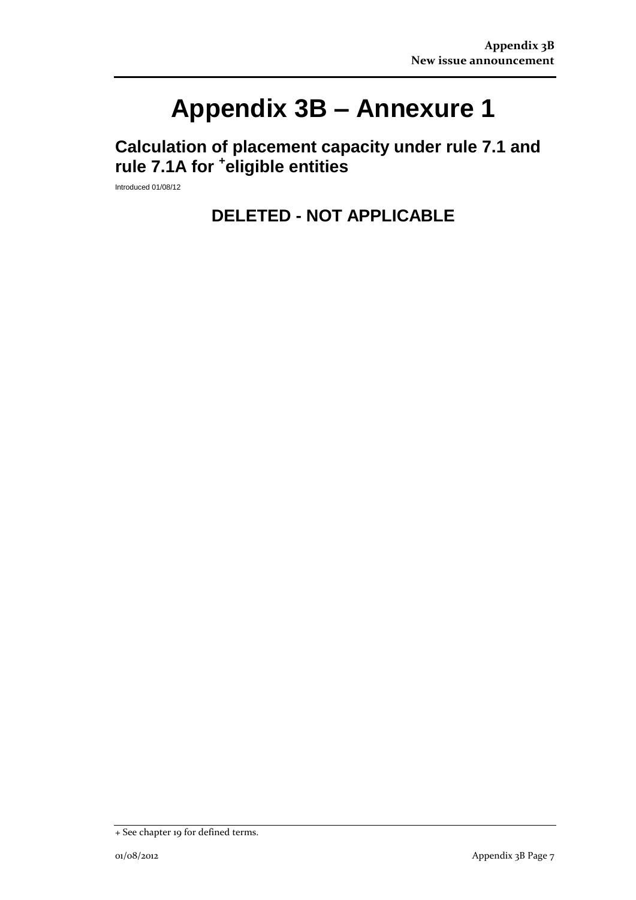# Appendix 3B – Annexure 1

## Calculation of placement capacity under rule 7.1 and rule 7.1A for +eligible entities

Introduced 01/08/12

### DELETED - NOT APPLICABLE

+ See chapter 19 for defined terms.